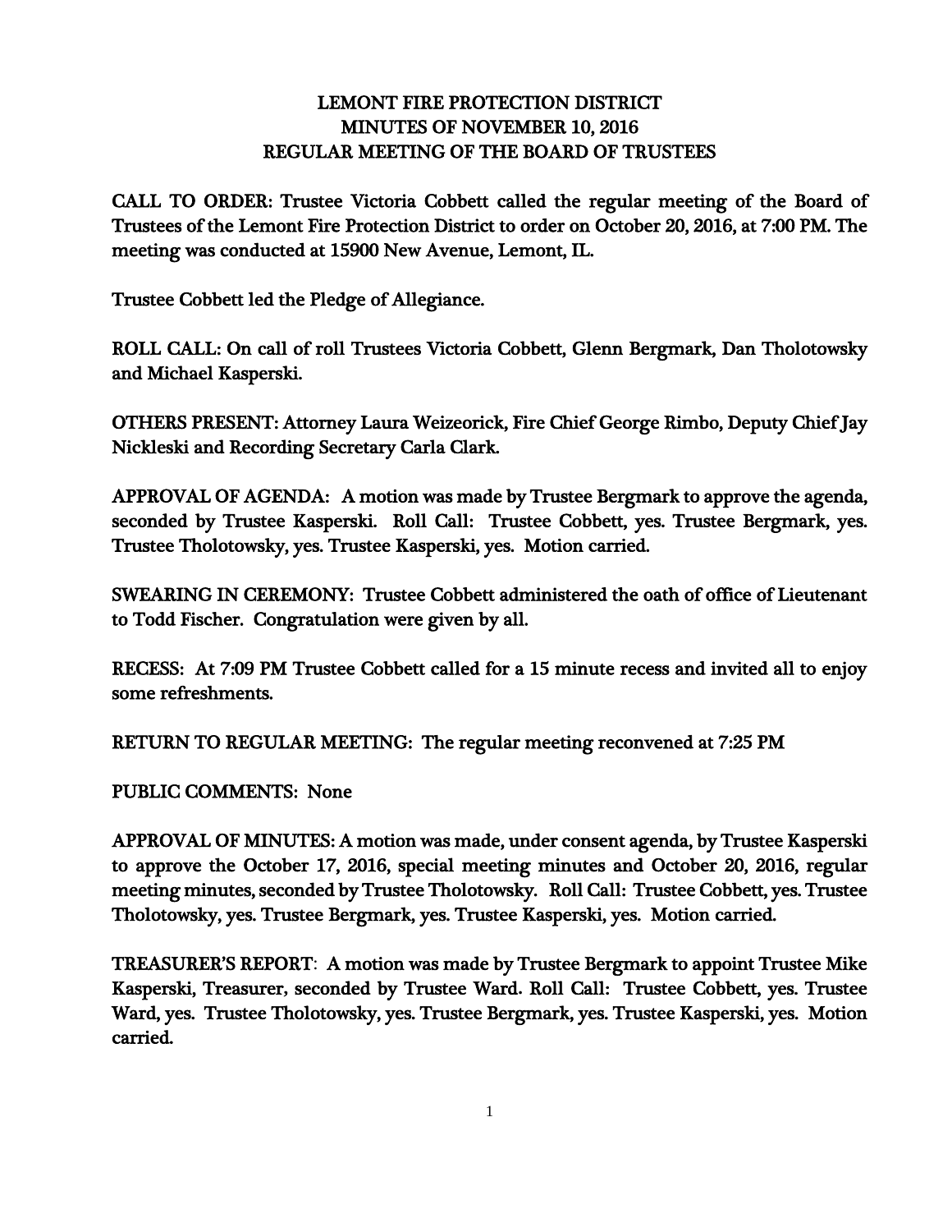# LEMONT FIRE PROTECTION DISTRICT
## MINUTES OF NOVEMBER 10, 2016
## REGULAR MEETING OF THE BOARD OF TRUSTEES

CALL TO ORDER: Trustee Victoria Cobbett called the regular meeting of the Board of Trustees of the Lemont Fire Protection District to order on October 20, 2016, at 7:00 PM. The meeting was conducted at 15900 New Avenue, Lemont, IL.

Trustee Cobbett led the Pledge of Allegiance.

ROLL CALL: On call of roll Trustees Victoria Cobbett, Glenn Bergmark, Dan Tholotowsky and Michael Kasperski.

OTHERS PRESENT: Attorney Laura Weizeorick, Fire Chief George Rimbo, Deputy Chief Jay Nickleski and Recording Secretary Carla Clark.

APPROVAL OF AGENDA: A motion was made by Trustee Bergmark to approve the agenda, seconded by Trustee Kasperski. Roll Call: Trustee Cobbett, yes. Trustee Bergmark, yes. Trustee Tholotowsky, yes. Trustee Kasperski, yes. Motion carried.

SWEARING IN CEREMONY: Trustee Cobbett administered the oath of office of Lieutenant to Todd Fischer. Congratulation were given by all.

RECESS: At 7:09 PM Trustee Cobbett called for a 15 minute recess and invited all to enjoy some refreshments.

RETURN TO REGULAR MEETING: The regular meeting reconvened at 7:25 PM

PUBLIC COMMENTS: None

APPROVAL OF MINUTES: A motion was made, under consent agenda, by Trustee Kasperski to approve the October 17, 2016, special meeting minutes and October 20, 2016, regular meeting minutes, seconded by Trustee Tholotowsky. Roll Call: Trustee Cobbett, yes. Trustee Tholotowsky, yes. Trustee Bergmark, yes. Trustee Kasperski, yes. Motion carried.

TREASURER'S REPORT: A motion was made by Trustee Bergmark to appoint Trustee Mike Kasperski, Treasurer, seconded by Trustee Ward. Roll Call: Trustee Cobbett, yes. Trustee Ward, yes. Trustee Tholotowsky, yes. Trustee Bergmark, yes. Trustee Kasperski, yes. Motion carried.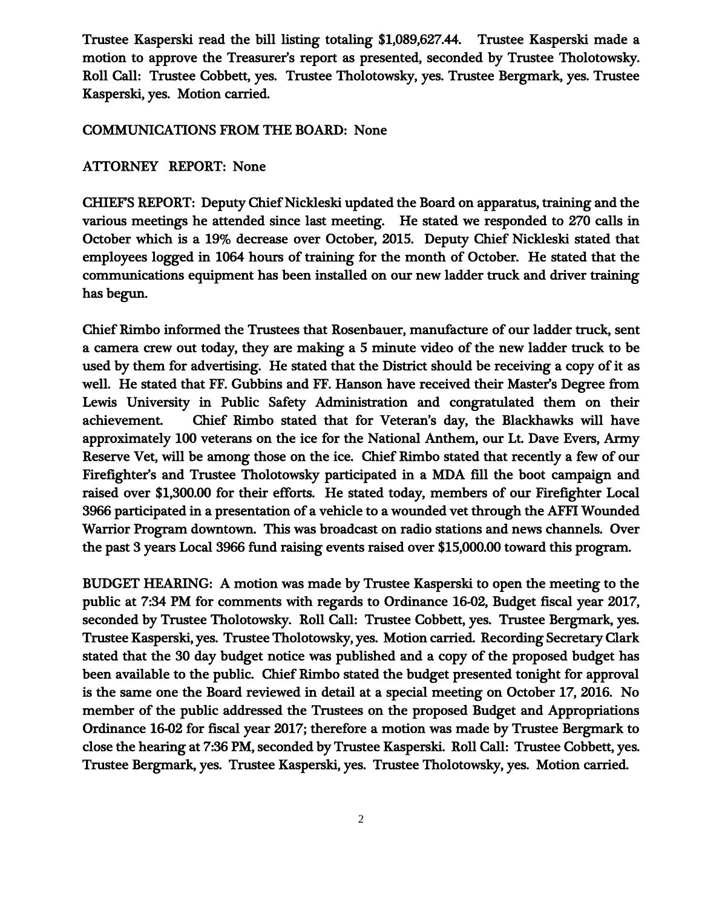Trustee Kasperski read the bill listing totaling $1,089,627.44. Trustee Kasperski made a motion to approve the Treasurer's report as presented, seconded by Trustee Tholotowsky. Roll Call: Trustee Cobbett, yes. Trustee Tholotowsky, yes. Trustee Bergmark, yes. Trustee Kasperski, yes. Motion carried.

COMMUNICATIONS FROM THE BOARD: None

ATTORNEY REPORT: None

CHIEF'S REPORT: Deputy Chief Nickleski updated the Board on apparatus, training and the various meetings he attended since last meeting. He stated we responded to 270 calls in October which is a 19% decrease over October, 2015. Deputy Chief Nickleski stated that employees logged in 1064 hours of training for the month of October. He stated that the communications equipment has been installed on our new ladder truck and driver training has begun.

Chief Rimbo informed the Trustees that Rosenbauer, manufacture of our ladder truck, sent a camera crew out today, they are making a 5 minute video of the new ladder truck to be used by them for advertising. He stated that the District should be receiving a copy of it as well. He stated that FF. Gubbins and FF. Hanson have received their Master's Degree from Lewis University in Public Safety Administration and congratulated them on their achievement. Chief Rimbo stated that for Veteran's day, the Blackhawks will have approximately 100 veterans on the ice for the National Anthem, our Lt. Dave Evers, Army Reserve Vet, will be among those on the ice. Chief Rimbo stated that recently a few of our Firefighter's and Trustee Tholotowsky participated in a MDA fill the boot campaign and raised over $1,300.00 for their efforts. He stated today, members of our Firefighter Local 3966 participated in a presentation of a vehicle to a wounded vet through the AFFI Wounded Warrior Program downtown. This was broadcast on radio stations and news channels. Over the past 3 years Local 3966 fund raising events raised over $15,000.00 toward this program.

BUDGET HEARING: A motion was made by Trustee Kasperski to open the meeting to the public at 7:34 PM for comments with regards to Ordinance 16-02, Budget fiscal year 2017, seconded by Trustee Tholotowsky. Roll Call: Trustee Cobbett, yes. Trustee Bergmark, yes. Trustee Kasperski, yes. Trustee Tholotowsky, yes. Motion carried. Recording Secretary Clark stated that the 30 day budget notice was published and a copy of the proposed budget has been available to the public. Chief Rimbo stated the budget presented tonight for approval is the same one the Board reviewed in detail at a special meeting on October 17, 2016. No member of the public addressed the Trustees on the proposed Budget and Appropriations Ordinance 16-02 for fiscal year 2017; therefore a motion was made by Trustee Bergmark to close the hearing at 7:36 PM, seconded by Trustee Kasperski. Roll Call: Trustee Cobbett, yes. Trustee Bergmark, yes. Trustee Kasperski, yes. Trustee Tholotowsky, yes. Motion carried.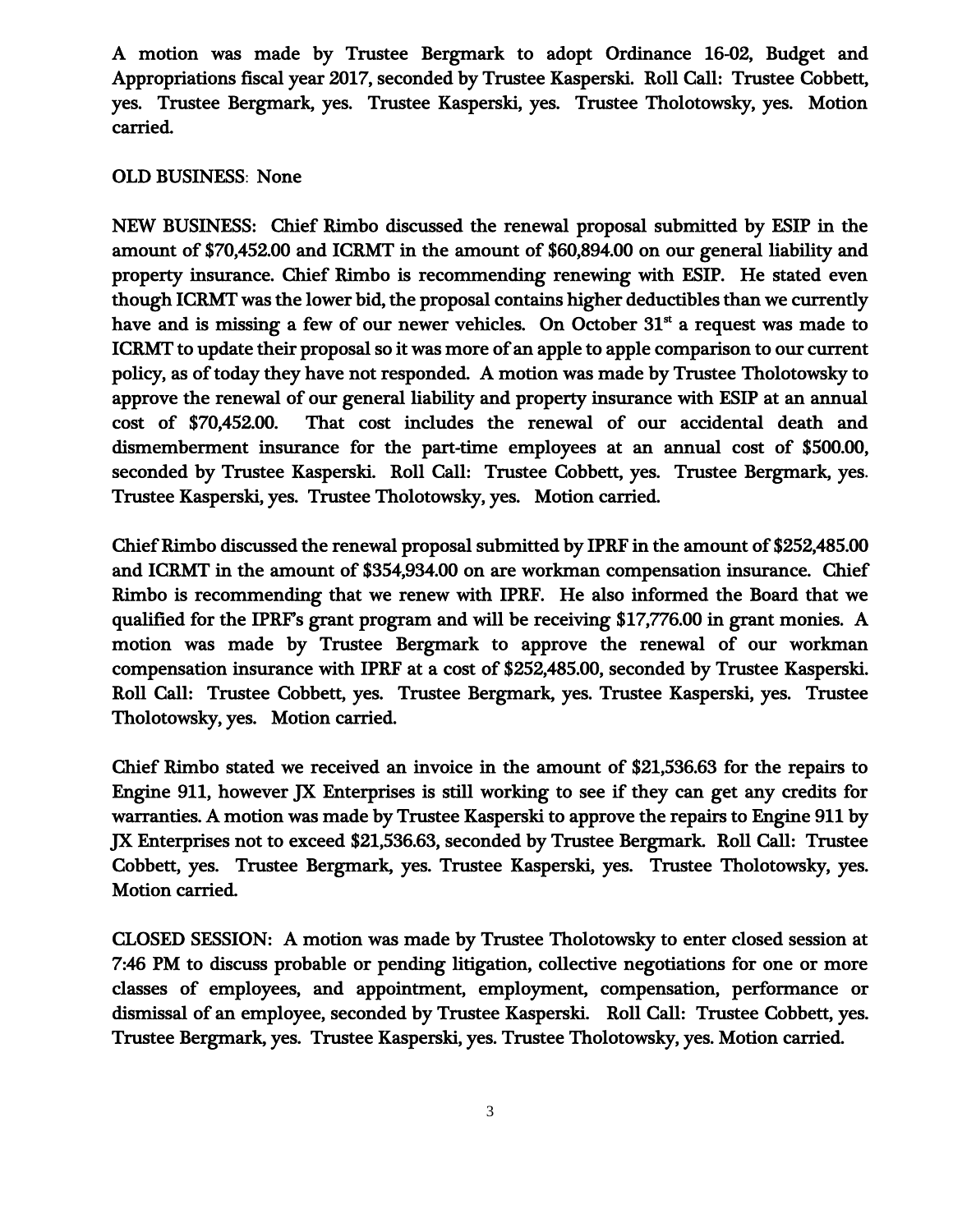A motion was made by Trustee Bergmark to adopt Ordinance 16-02, Budget and Appropriations fiscal year 2017, seconded by Trustee Kasperski. Roll Call: Trustee Cobbett, yes. Trustee Bergmark, yes. Trustee Kasperski, yes. Trustee Tholotowsky, yes. Motion carried.

OLD BUSINESS: None

NEW BUSINESS: Chief Rimbo discussed the renewal proposal submitted by ESIP in the amount of $70,452.00 and ICRMT in the amount of $60,894.00 on our general liability and property insurance. Chief Rimbo is recommending renewing with ESIP. He stated even though ICRMT was the lower bid, the proposal contains higher deductibles than we currently have and is missing a few of our newer vehicles. On October 31st a request was made to ICRMT to update their proposal so it was more of an apple to apple comparison to our current policy, as of today they have not responded. A motion was made by Trustee Tholotowsky to approve the renewal of our general liability and property insurance with ESIP at an annual cost of $70,452.00. That cost includes the renewal of our accidental death and dismemberment insurance for the part-time employees at an annual cost of $500.00, seconded by Trustee Kasperski. Roll Call: Trustee Cobbett, yes. Trustee Bergmark, yes. Trustee Kasperski, yes. Trustee Tholotowsky, yes. Motion carried.

Chief Rimbo discussed the renewal proposal submitted by IPRF in the amount of $252,485.00 and ICRMT in the amount of $354,934.00 on are workman compensation insurance. Chief Rimbo is recommending that we renew with IPRF. He also informed the Board that we qualified for the IPRF's grant program and will be receiving $17,776.00 in grant monies. A motion was made by Trustee Bergmark to approve the renewal of our workman compensation insurance with IPRF at a cost of $252,485.00, seconded by Trustee Kasperski. Roll Call: Trustee Cobbett, yes. Trustee Bergmark, yes. Trustee Kasperski, yes. Trustee Tholotowsky, yes. Motion carried.

Chief Rimbo stated we received an invoice in the amount of $21,536.63 for the repairs to Engine 911, however JX Enterprises is still working to see if they can get any credits for warranties. A motion was made by Trustee Kasperski to approve the repairs to Engine 911 by JX Enterprises not to exceed $21,536.63, seconded by Trustee Bergmark. Roll Call: Trustee Cobbett, yes. Trustee Bergmark, yes. Trustee Kasperski, yes. Trustee Tholotowsky, yes. Motion carried.

CLOSED SESSION: A motion was made by Trustee Tholotowsky to enter closed session at 7:46 PM to discuss probable or pending litigation, collective negotiations for one or more classes of employees, and appointment, employment, compensation, performance or dismissal of an employee, seconded by Trustee Kasperski. Roll Call: Trustee Cobbett, yes. Trustee Bergmark, yes. Trustee Kasperski, yes. Trustee Tholotowsky, yes. Motion carried.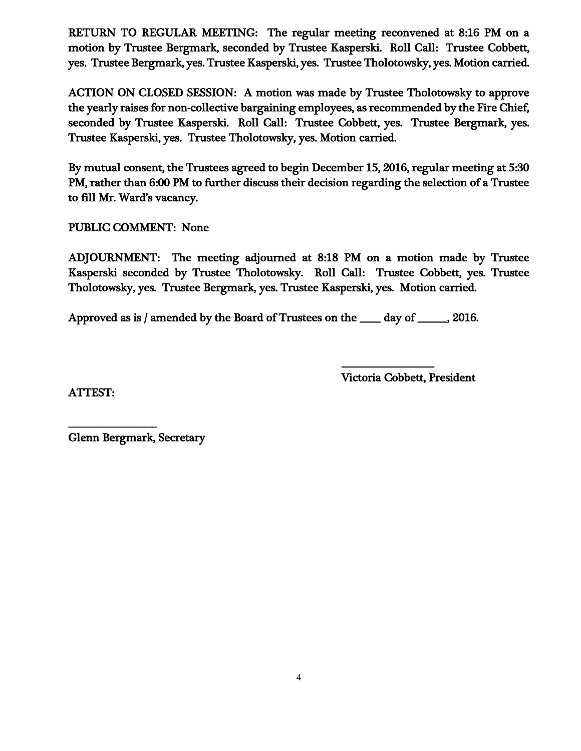RETURN TO REGULAR MEETING: The regular meeting reconvened at 8:16 PM on a motion by Trustee Bergmark, seconded by Trustee Kasperski. Roll Call: Trustee Cobbett, yes. Trustee Bergmark, yes. Trustee Kasperski, yes. Trustee Tholotowsky, yes. Motion carried.

ACTION ON CLOSED SESSION: A motion was made by Trustee Tholotowsky to approve the yearly raises for non-collective bargaining employees, as recommended by the Fire Chief, seconded by Trustee Kasperski. Roll Call: Trustee Cobbett, yes. Trustee Bergmark, yes. Trustee Kasperski, yes. Trustee Tholotowsky, yes. Motion carried.

By mutual consent, the Trustees agreed to begin December 15, 2016, regular meeting at 5:30 PM, rather than 6:00 PM to further discuss their decision regarding the selection of a Trustee to fill Mr. Ward's vacancy.

PUBLIC COMMENT: None

ADJOURNMENT: The meeting adjourned at 8:18 PM on a motion made by Trustee Kasperski seconded by Trustee Tholotowsky. Roll Call: Trustee Cobbett, yes. Trustee Tholotowsky, yes. Trustee Bergmark, yes. Trustee Kasperski, yes. Motion carried.

Approved as is / amended by the Board of Trustees on the ____ day of _____, 2016.

________________
Victoria Cobbett, President

ATTEST:

________________
Glenn Bergmark, Secretary